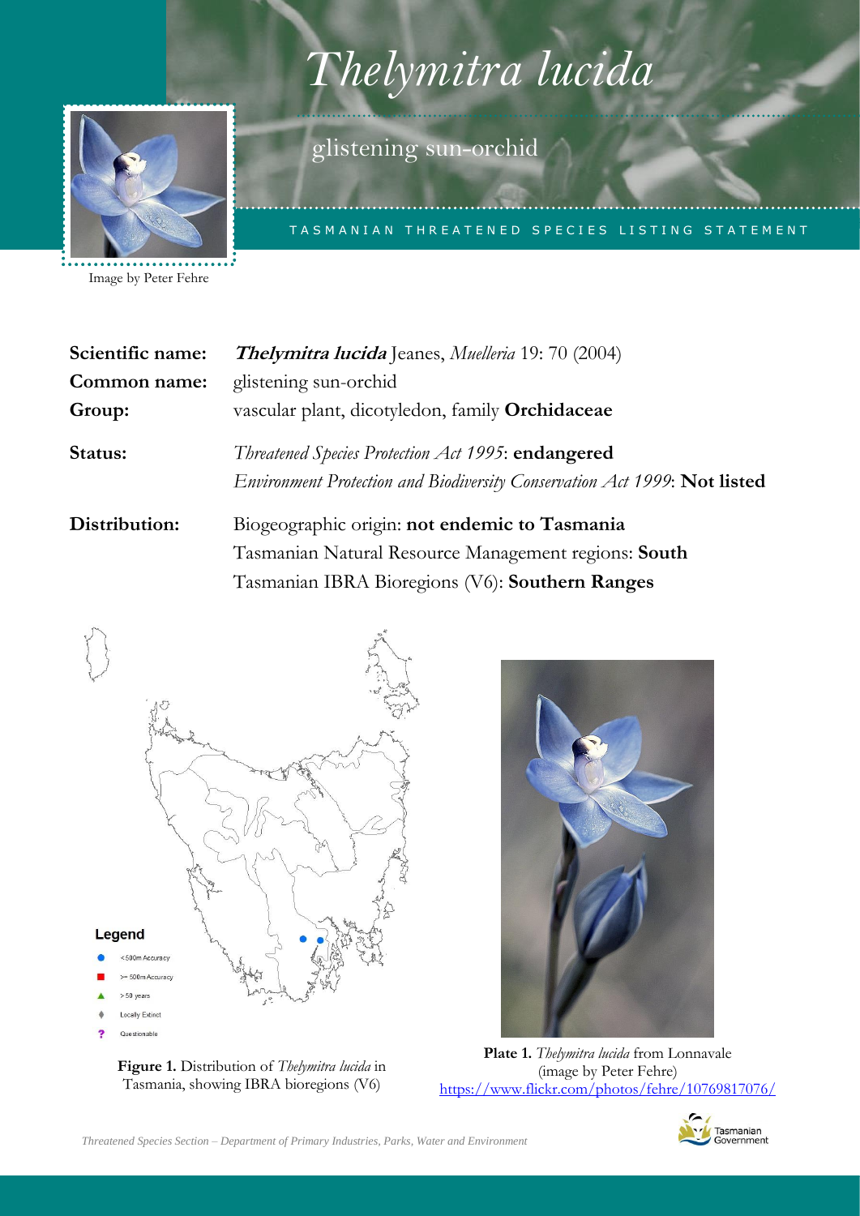# *Thelymitra lucida*

glistening sun-orchid

TASMANIAN THREATENED SPECIES LISTING STATEMENT

Image by Peter Fehre

| | |
|---|---|
| **Scientific name:** | ***Thelymitra lucida*** Jeanes, *Muelleria* 19: 70 (2004) |
| **Common name:** | glistening sun-orchid |
| **Group:** | vascular plant, dicotyledon, family **Orchidaceae** |
| **Status:** | *Threatened Species Protection Act 1995*: **endangered**<br>*Environment Protection and Biodiversity Conservation Act 1999*: **Not listed** |
| **Distribution:** | Biogeographic origin: **not endemic to Tasmania**<br>Tasmanian Natural Resource Management regions: **South**<br>Tasmanian IBRA Bioregions (V6): **Southern Ranges** |

Legend
- <500m Accuracy
- >= 500m Accuracy
- > 50 years
- Locally Extinct
- Questionable

**Figure 1.** Distribution of *Thelymitra lucida* in Tasmania, showing IBRA bioregions (V6)

**Plate 1.** *Thelymitra lucida* from Lonnavale (image by Peter Fehre) https://www.flickr.com/photos/fehre/10769817076/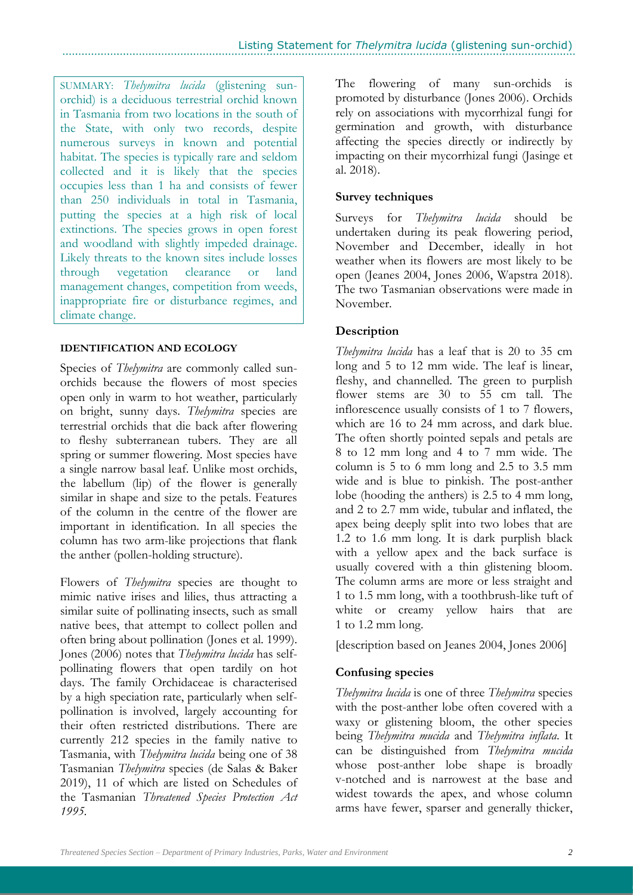SUMMARY: *Thelymitra lucida* (glistening sun-orchid) is a deciduous terrestrial orchid known in Tasmania from two locations in the south of the State, with only two records, despite numerous surveys in known and potential habitat. The species is typically rare and seldom collected and it is likely that the species occupies less than 1 ha and consists of fewer than 250 individuals in total in Tasmania, putting the species at a high risk of local extinctions. The species grows in open forest and woodland with slightly impeded drainage. Likely threats to the known sites include losses through vegetation clearance or land management changes, competition from weeds, inappropriate fire or disturbance regimes, and climate change.

## IDENTIFICATION AND ECOLOGY

Species of *Thelymitra* are commonly called sun-orchids because the flowers of most species open only in warm to hot weather, particularly on bright, sunny days. *Thelymitra* species are terrestrial orchids that die back after flowering to fleshy subterranean tubers. They are all spring or summer flowering. Most species have a single narrow basal leaf. Unlike most orchids, the labellum (lip) of the flower is generally similar in shape and size to the petals. Features of the column in the centre of the flower are important in identification. In all species the column has two arm-like projections that flank the anther (pollen-holding structure).

Flowers of *Thelymitra* species are thought to mimic native irises and lilies, thus attracting a similar suite of pollinating insects, such as small native bees, that attempt to collect pollen and often bring about pollination (Jones et al. 1999). Jones (2006) notes that *Thelymitra lucida* has self-pollinating flowers that open tardily on hot days. The family Orchidaceae is characterised by a high speciation rate, particularly when self-pollination is involved, largely accounting for their often restricted distributions. There are currently 212 species in the family native to Tasmania, with *Thelymitra lucida* being one of 38 Tasmanian *Thelymitra* species (de Salas & Baker 2019), 11 of which are listed on Schedules of the Tasmanian *Threatened Species Protection Act 1995*.

The flowering of many sun-orchids is promoted by disturbance (Jones 2006). Orchids rely on associations with mycorrhizal fungi for germination and growth, with disturbance affecting the species directly or indirectly by impacting on their mycorrhizal fungi (Jasinge et al. 2018).

### Survey techniques

Surveys for *Thelymitra lucida* should be undertaken during its peak flowering period, November and December, ideally in hot weather when its flowers are most likely to be open (Jeanes 2004, Jones 2006, Wapstra 2018). The two Tasmanian observations were made in November.

### Description

*Thelymitra lucida* has a leaf that is 20 to 35 cm long and 5 to 12 mm wide. The leaf is linear, fleshy, and channelled. The green to purplish flower stems are 30 to 55 cm tall. The inflorescence usually consists of 1 to 7 flowers, which are 16 to 24 mm across, and dark blue. The often shortly pointed sepals and petals are 8 to 12 mm long and 4 to 7 mm wide. The column is 5 to 6 mm long and 2.5 to 3.5 mm wide and is blue to pinkish. The post-anther lobe (hooding the anthers) is 2.5 to 4 mm long, and 2 to 2.7 mm wide, tubular and inflated, the apex being deeply split into two lobes that are 1.2 to 1.6 mm long. It is dark purplish black with a yellow apex and the back surface is usually covered with a thin glistening bloom. The column arms are more or less straight and 1 to 1.5 mm long, with a toothbrush-like tuft of white or creamy yellow hairs that are 1 to 1.2 mm long.

[description based on Jeanes 2004, Jones 2006]

### Confusing species

*Thelymitra lucida* is one of three *Thelymitra* species with the post-anther lobe often covered with a waxy or glistening bloom, the other species being *Thelymitra mucida* and *Thelymitra inflata*. It can be distinguished from *Thelymitra mucida* whose post-anther lobe shape is broadly v-notched and is narrowest at the base and widest towards the apex, and whose column arms have fewer, sparser and generally thicker,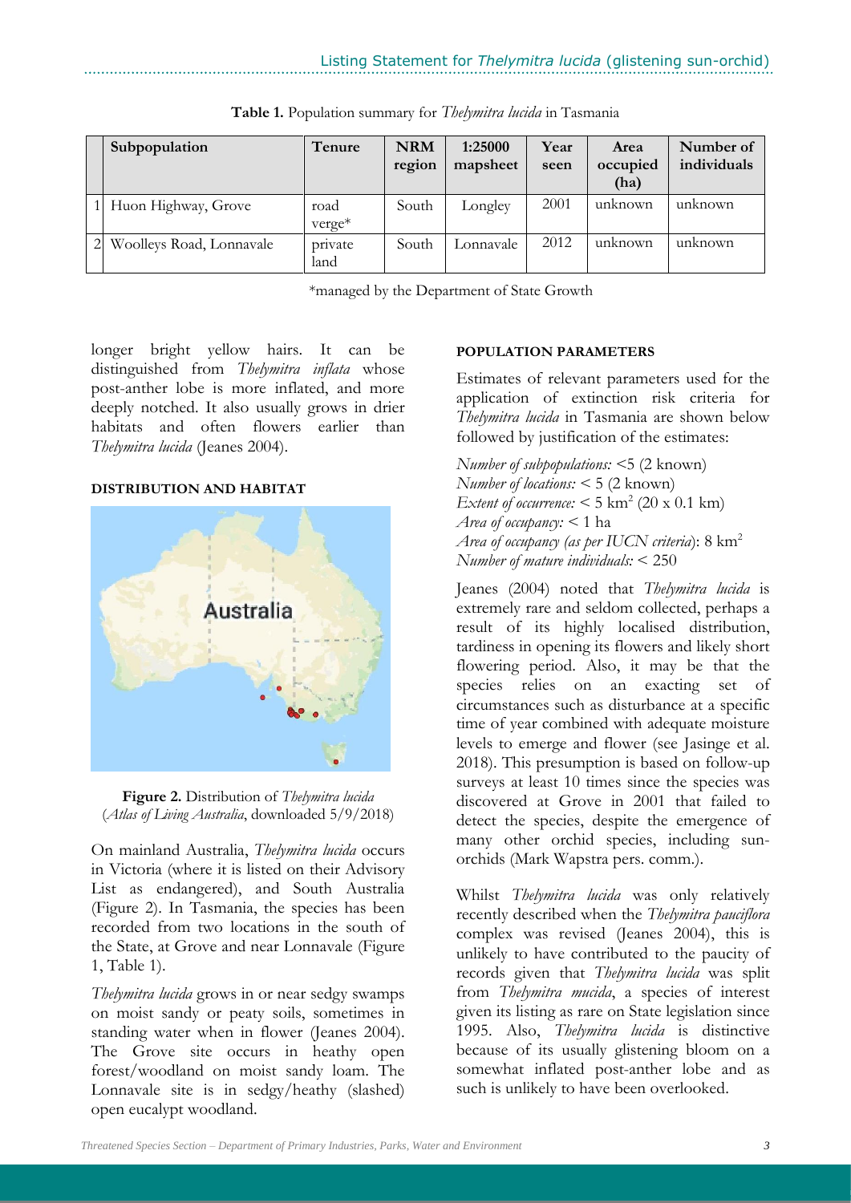**Table 1.** Population summary for *Thelymitra lucida* in Tasmania

| | Subpopulation | Tenure | NRM region | 1:25000 mapsheet | Year seen | Area occupied (ha) | Number of individuals |
|---|---|---|---|---|---|---|---|
| 1 | Huon Highway, Grove | road verge* | South | Longley | 2001 | unknown | unknown |
| 2 | Woolleys Road, Lonnavale | private land | South | Lonnavale | 2012 | unknown | unknown |

*managed by the Department of State Growth

longer bright yellow hairs. It can be distinguished from *Thelymitra inflata* whose post-anther lobe is more inflated, and more deeply notched. It also usually grows in drier habitats and often flowers earlier than *Thelymitra lucida* (Jeanes 2004).

### DISTRIBUTION AND HABITAT

**Figure 2.** Distribution of *Thelymitra lucida* (*Atlas of Living Australia*, downloaded 5/9/2018)

On mainland Australia, *Thelymitra lucida* occurs in Victoria (where it is listed on their Advisory List as endangered), and South Australia (Figure 2). In Tasmania, the species has been recorded from two locations in the south of the State, at Grove and near Lonnavale (Figure 1, Table 1).

*Thelymitra lucida* grows in or near sedgy swamps on moist sandy or peaty soils, sometimes in standing water when in flower (Jeanes 2004). The Grove site occurs in heathy open forest/woodland on moist sandy loam. The Lonnavale site is in sedgy/heathy (slashed) open eucalypt woodland.

### POPULATION PARAMETERS

Estimates of relevant parameters used for the application of extinction risk criteria for *Thelymitra lucida* in Tasmania are shown below followed by justification of the estimates:

*Number of subpopulations:* <5 (2 known)
*Number of locations:* < 5 (2 known)
*Extent of occurrence:* < 5 km$^2$ (20 x 0.1 km)
*Area of occupancy:* < 1 ha
*Area of occupancy (as per IUCN criteria)*: 8 km$^2$
*Number of mature individuals:* < 250

Jeanes (2004) noted that *Thelymitra lucida* is extremely rare and seldom collected, perhaps a result of its highly localised distribution, tardiness in opening its flowers and likely short flowering period. Also, it may be that the species relies on an exacting set of circumstances such as disturbance at a specific time of year combined with adequate moisture levels to emerge and flower (see Jasinge et al. 2018). This presumption is based on follow-up surveys at least 10 times since the species was discovered at Grove in 2001 that failed to detect the species, despite the emergence of many other orchid species, including sun-orchids (Mark Wapstra pers. comm.).

Whilst *Thelymitra lucida* was only relatively recently described when the *Thelymitra pauciflora* complex was revised (Jeanes 2004), this is unlikely to have contributed to the paucity of records given that *Thelymitra lucida* was split from *Thelymitra mucida*, a species of interest given its listing as rare on State legislation since 1995. Also, *Thelymitra lucida* is distinctive because of its usually glistening bloom on a somewhat inflated post-anther lobe and as such is unlikely to have been overlooked.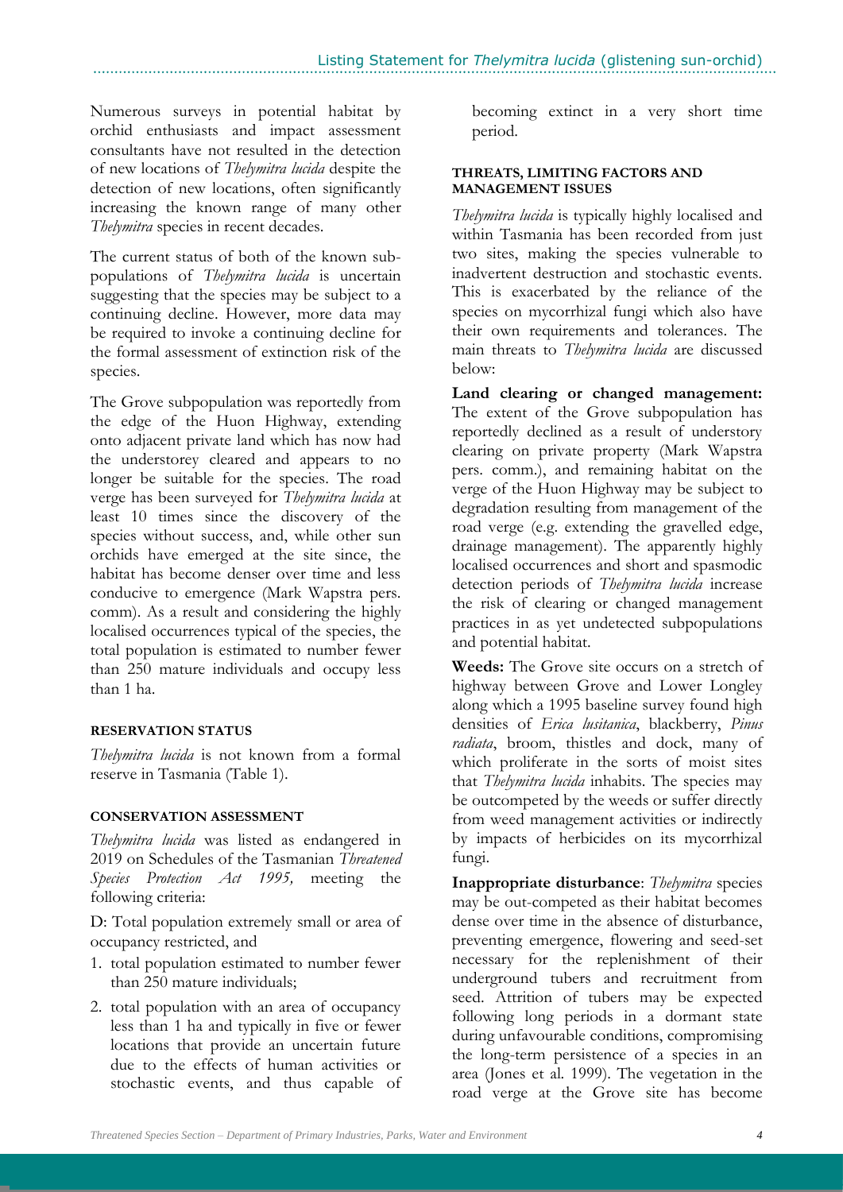Numerous surveys in potential habitat by orchid enthusiasts and impact assessment consultants have not resulted in the detection of new locations of *Thelymitra lucida* despite the detection of new locations, often significantly increasing the known range of many other *Thelymitra* species in recent decades.

The current status of both of the known sub-populations of *Thelymitra lucida* is uncertain suggesting that the species may be subject to a continuing decline. However, more data may be required to invoke a continuing decline for the formal assessment of extinction risk of the species.

The Grove subpopulation was reportedly from the edge of the Huon Highway, extending onto adjacent private land which has now had the understorey cleared and appears to no longer be suitable for the species. The road verge has been surveyed for *Thelymitra lucida* at least 10 times since the discovery of the species without success, and, while other sun orchids have emerged at the site since, the habitat has become denser over time and less conducive to emergence (Mark Wapstra pers. comm). As a result and considering the highly localised occurrences typical of the species, the total population is estimated to number fewer than 250 mature individuals and occupy less than 1 ha.

#### RESERVATION STATUS

*Thelymitra lucida* is not known from a formal reserve in Tasmania (Table 1).

#### CONSERVATION ASSESSMENT

*Thelymitra lucida* was listed as endangered in 2019 on Schedules of the Tasmanian *Threatened Species Protection Act 1995,* meeting the following criteria:

D: Total population extremely small or area of occupancy restricted, and

1. total population estimated to number fewer than 250 mature individuals;
2. total population with an area of occupancy less than 1 ha and typically in five or fewer locations that provide an uncertain future due to the effects of human activities or stochastic events, and thus capable of becoming extinct in a very short time period.

#### THREATS, LIMITING FACTORS AND MANAGEMENT ISSUES

*Thelymitra lucida* is typically highly localised and within Tasmania has been recorded from just two sites, making the species vulnerable to inadvertent destruction and stochastic events. This is exacerbated by the reliance of the species on mycorrhizal fungi which also have their own requirements and tolerances. The main threats to *Thelymitra lucida* are discussed below:

**Land clearing or changed management:** The extent of the Grove subpopulation has reportedly declined as a result of understory clearing on private property (Mark Wapstra pers. comm.), and remaining habitat on the verge of the Huon Highway may be subject to degradation resulting from management of the road verge (e.g. extending the gravelled edge, drainage management). The apparently highly localised occurrences and short and spasmodic detection periods of *Thelymitra lucida* increase the risk of clearing or changed management practices in as yet undetected subpopulations and potential habitat.

**Weeds:** The Grove site occurs on a stretch of highway between Grove and Lower Longley along which a 1995 baseline survey found high densities of *Erica lusitanica*, blackberry, *Pinus radiata*, broom, thistles and dock, many of which proliferate in the sorts of moist sites that *Thelymitra lucida* inhabits. The species may be outcompeted by the weeds or suffer directly from weed management activities or indirectly by impacts of herbicides on its mycorrhizal fungi.

**Inappropriate disturbance**: *Thelymitra* species may be out-competed as their habitat becomes dense over time in the absence of disturbance, preventing emergence, flowering and seed-set necessary for the replenishment of their underground tubers and recruitment from seed. Attrition of tubers may be expected following long periods in a dormant state during unfavourable conditions, compromising the long-term persistence of a species in an area (Jones et al. 1999). The vegetation in the road verge at the Grove site has become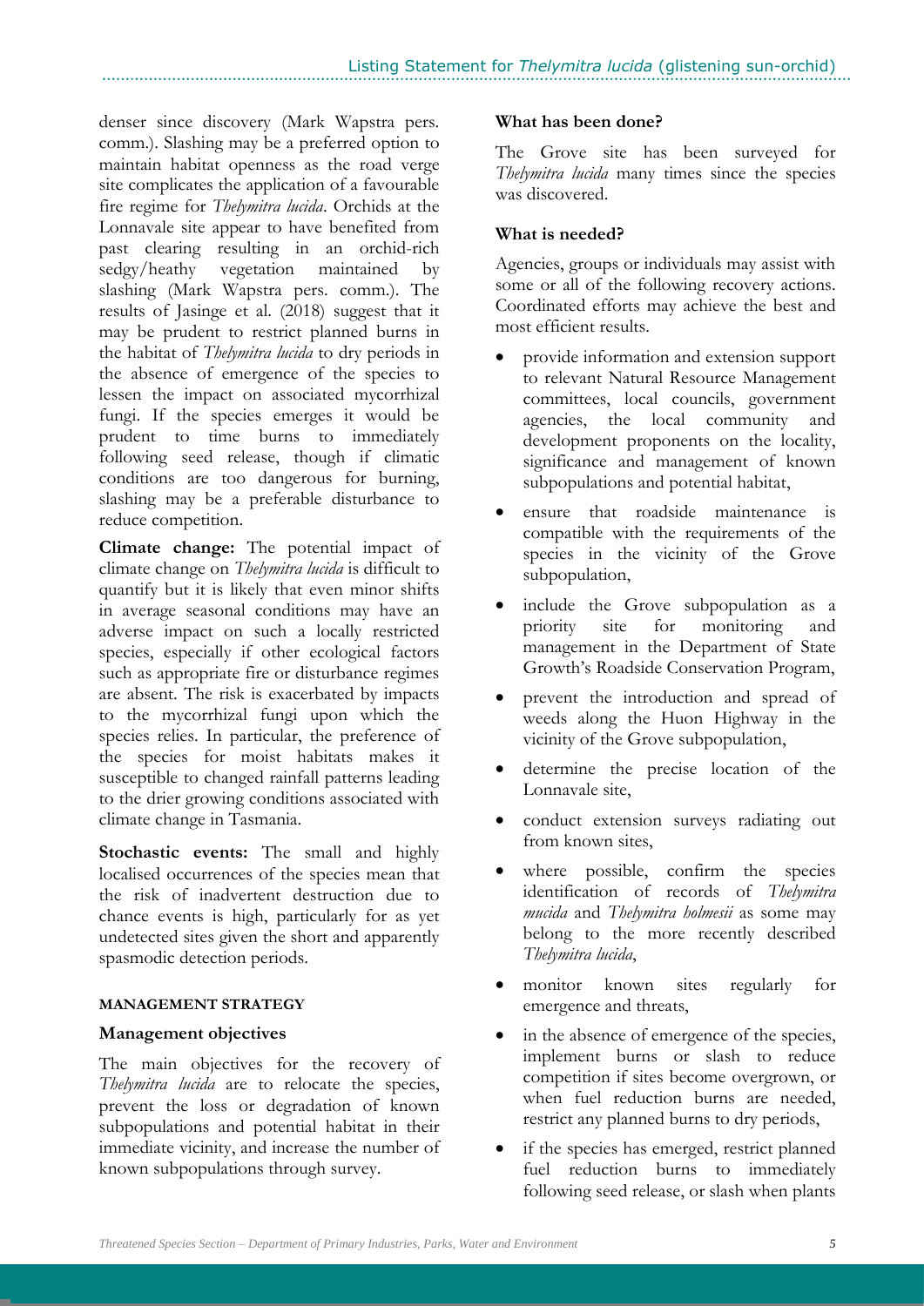denser since discovery (Mark Wapstra pers. comm.). Slashing may be a preferred option to maintain habitat openness as the road verge site complicates the application of a favourable fire regime for *Thelymitra lucida*. Orchids at the Lonnavale site appear to have benefited from past clearing resulting in an orchid-rich sedgy/heathy vegetation maintained by slashing (Mark Wapstra pers. comm.). The results of Jasinge et al. (2018) suggest that it may be prudent to restrict planned burns in the habitat of *Thelymitra lucida* to dry periods in the absence of emergence of the species to lessen the impact on associated mycorrhizal fungi. If the species emerges it would be prudent to time burns to immediately following seed release, though if climatic conditions are too dangerous for burning, slashing may be a preferable disturbance to reduce competition.

**Climate change:** The potential impact of climate change on *Thelymitra lucida* is difficult to quantify but it is likely that even minor shifts in average seasonal conditions may have an adverse impact on such a locally restricted species, especially if other ecological factors such as appropriate fire or disturbance regimes are absent. The risk is exacerbated by impacts to the mycorrhizal fungi upon which the species relies. In particular, the preference of the species for moist habitats makes it susceptible to changed rainfall patterns leading to the drier growing conditions associated with climate change in Tasmania.

**Stochastic events:** The small and highly localised occurrences of the species mean that the risk of inadvertent destruction due to chance events is high, particularly for as yet undetected sites given the short and apparently spasmodic detection periods.

## MANAGEMENT STRATEGY

### Management objectives

The main objectives for the recovery of *Thelymitra lucida* are to relocate the species, prevent the loss or degradation of known subpopulations and potential habitat in their immediate vicinity, and increase the number of known subpopulations through survey.

### What has been done?

The Grove site has been surveyed for *Thelymitra lucida* many times since the species was discovered.

### What is needed?

Agencies, groups or individuals may assist with some or all of the following recovery actions. Coordinated efforts may achieve the best and most efficient results.

- provide information and extension support to relevant Natural Resource Management committees, local councils, government agencies, the local community and development proponents on the locality, significance and management of known subpopulations and potential habitat,
- ensure that roadside maintenance is compatible with the requirements of the species in the vicinity of the Grove subpopulation,
- include the Grove subpopulation as a priority site for monitoring and management in the Department of State Growth's Roadside Conservation Program,
- prevent the introduction and spread of weeds along the Huon Highway in the vicinity of the Grove subpopulation,
- determine the precise location of the Lonnavale site,
- conduct extension surveys radiating out from known sites,
- where possible, confirm the species identification of records of *Thelymitra mucida* and *Thelymitra holmesii* as some may belong to the more recently described *Thelymitra lucida*,
- monitor known sites regularly for emergence and threats,
- in the absence of emergence of the species, implement burns or slash to reduce competition if sites become overgrown, or when fuel reduction burns are needed, restrict any planned burns to dry periods,
- if the species has emerged, restrict planned fuel reduction burns to immediately following seed release, or slash when plants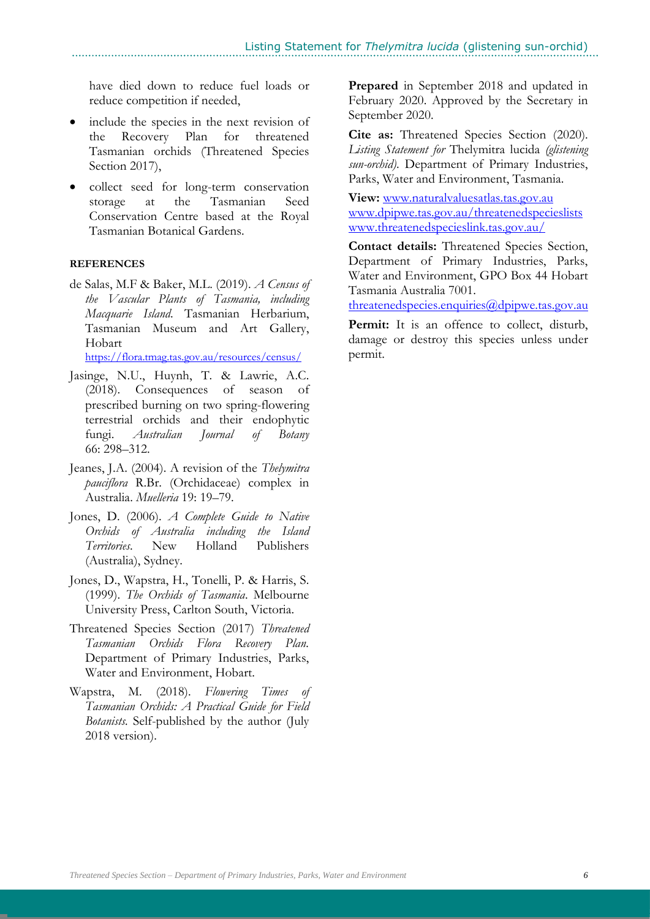have died down to reduce fuel loads or reduce competition if needed,

- include the species in the next revision of the Recovery Plan for threatened Tasmanian orchids (Threatened Species Section 2017),
- collect seed for long-term conservation storage at the Tasmanian Seed Conservation Centre based at the Royal Tasmanian Botanical Gardens.

**REFERENCES**

de Salas, M.F & Baker, M.L. (2019). *A Census of the Vascular Plants of Tasmania, including Macquarie Island.* Tasmanian Herbarium, Tasmanian Museum and Art Gallery, Hobart https://flora.tmag.tas.gov.au/resources/census/

Jasinge, N.U., Huynh, T. & Lawrie, A.C. (2018). Consequences of season of prescribed burning on two spring-flowering terrestrial orchids and their endophytic fungi. *Australian Journal of Botany* 66: 298–312.

Jeanes, J.A. (2004). A revision of the *Thelymitra pauciflora* R.Br. (Orchidaceae) complex in Australia. *Muelleria* 19: 19–79.

Jones, D. (2006). *A Complete Guide to Native Orchids of Australia including the Island Territories.* New Holland Publishers (Australia), Sydney.

Jones, D., Wapstra, H., Tonelli, P. & Harris, S. (1999). *The Orchids of Tasmania*. Melbourne University Press, Carlton South, Victoria.

Threatened Species Section (2017) *Threatened Tasmanian Orchids Flora Recovery Plan.* Department of Primary Industries, Parks, Water and Environment, Hobart.

Wapstra, M. (2018). *Flowering Times of Tasmanian Orchids: A Practical Guide for Field Botanists.* Self-published by the author (July 2018 version).

**Prepared** in September 2018 and updated in February 2020. Approved by the Secretary in September 2020.

**Cite as:** Threatened Species Section (2020). *Listing Statement for* Thelymitra lucida *(glistening sun-orchid).* Department of Primary Industries, Parks, Water and Environment, Tasmania.

**View:** www.naturalvaluesatlas.tas.gov.au
www.dpipwe.tas.gov.au/threatenedspecieslists
www.threatenedspecieslink.tas.gov.au/

**Contact details:** Threatened Species Section, Department of Primary Industries, Parks, Water and Environment, GPO Box 44 Hobart Tasmania Australia 7001.
threatenedspecies.enquiries@dpipwe.tas.gov.au

**Permit:** It is an offence to collect, disturb, damage or destroy this species unless under permit.